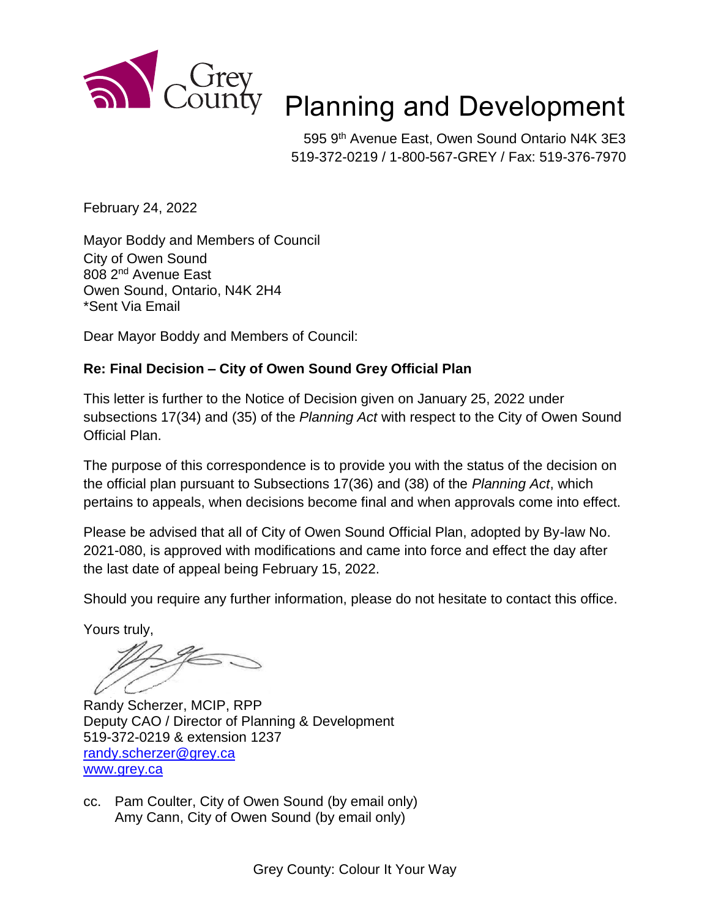Grey County

# Planning and Development

595 9th Avenue East, Owen Sound Ontario N4K 3E3
519-372-0219 / 1-800-567-GREY / Fax: 519-376-7970

February 24, 2022

Mayor Boddy and Members of Council
City of Owen Sound
808 2nd Avenue East
Owen Sound, Ontario, N4K 2H4
*Sent Via Email

Dear Mayor Boddy and Members of Council:

**Re: Final Decision – City of Owen Sound Grey Official Plan**

This letter is further to the Notice of Decision given on January 25, 2022 under subsections 17(34) and (35) of the *Planning Act* with respect to the City of Owen Sound Official Plan.

The purpose of this correspondence is to provide you with the status of the decision on the official plan pursuant to Subsections 17(36) and (38) of the *Planning Act*, which pertains to appeals, when decisions become final and when approvals come into effect.

Please be advised that all of City of Owen Sound Official Plan, adopted by By-law No. 2021-080, is approved with modifications and came into force and effect the day after the last date of appeal being February 15, 2022.

Should you require any further information, please do not hesitate to contact this office.

Yours truly,

Randy Scherzer, MCIP, RPP
Deputy CAO / Director of Planning & Development
519-372-0219 & extension 1237
randy.scherzer@grey.ca
www.grey.ca

cc. Pam Coulter, City of Owen Sound (by email only)
Amy Cann, City of Owen Sound (by email only)

Grey County: Colour It Your Way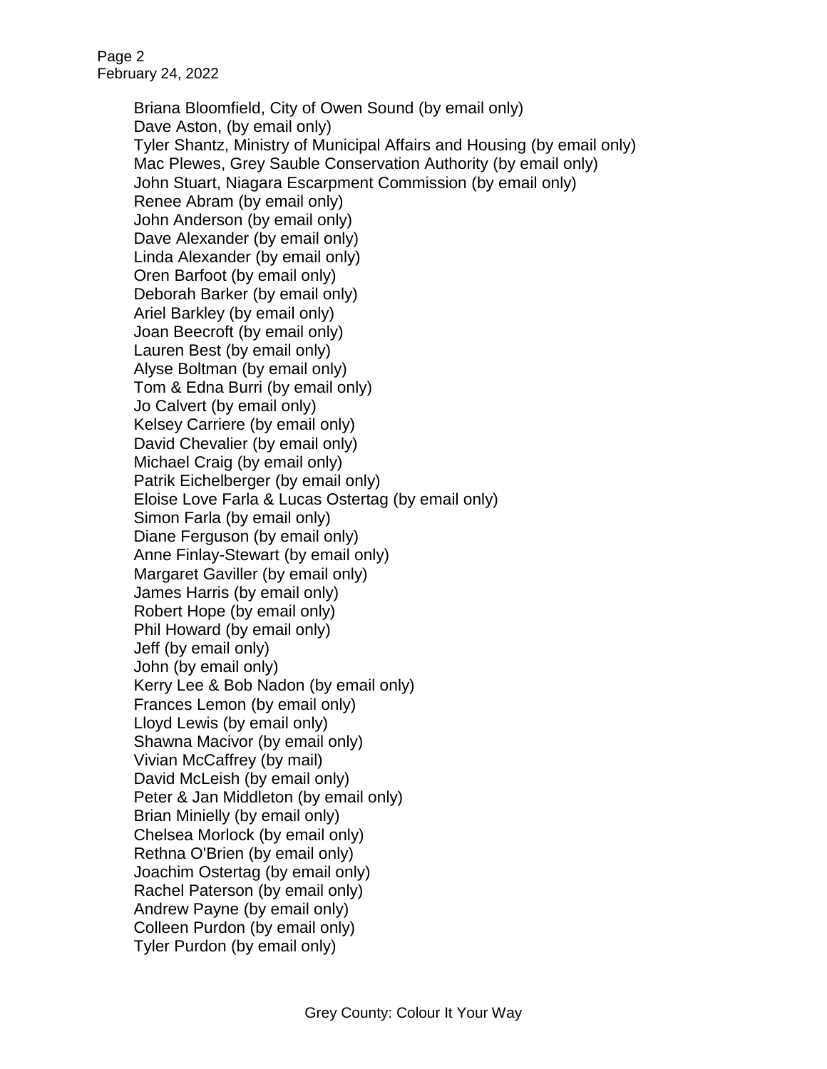Briana Bloomfield, City of Owen Sound (by email only)
Dave Aston, (by email only)
Tyler Shantz, Ministry of Municipal Affairs and Housing (by email only)
Mac Plewes, Grey Sauble Conservation Authority (by email only)
John Stuart, Niagara Escarpment Commission (by email only)
Renee Abram (by email only)
John Anderson (by email only)
Dave Alexander (by email only)
Linda Alexander (by email only)
Oren Barfoot (by email only)
Deborah Barker (by email only)
Ariel Barkley (by email only)
Joan Beecroft (by email only)
Lauren Best (by email only)
Alyse Boltman (by email only)
Tom & Edna Burri (by email only)
Jo Calvert (by email only)
Kelsey Carriere (by email only)
David Chevalier (by email only)
Michael Craig (by email only)
Patrik Eichelberger (by email only)
Eloise Love Farla & Lucas Ostertag (by email only)
Simon Farla (by email only)
Diane Ferguson (by email only)
Anne Finlay-Stewart (by email only)
Margaret Gaviller (by email only)
James Harris (by email only)
Robert Hope (by email only)
Phil Howard (by email only)
Jeff (by email only)
John (by email only)
Kerry Lee & Bob Nadon (by email only)
Frances Lemon (by email only)
Lloyd Lewis (by email only)
Shawna Macivor (by email only)
Vivian McCaffrey (by mail)
David McLeish (by email only)
Peter & Jan Middleton (by email only)
Brian Minielly (by email only)
Chelsea Morlock (by email only)
Rethna O'Brien (by email only)
Joachim Ostertag (by email only)
Rachel Paterson (by email only)
Andrew Payne (by email only)
Colleen Purdon (by email only)
Tyler Purdon (by email only)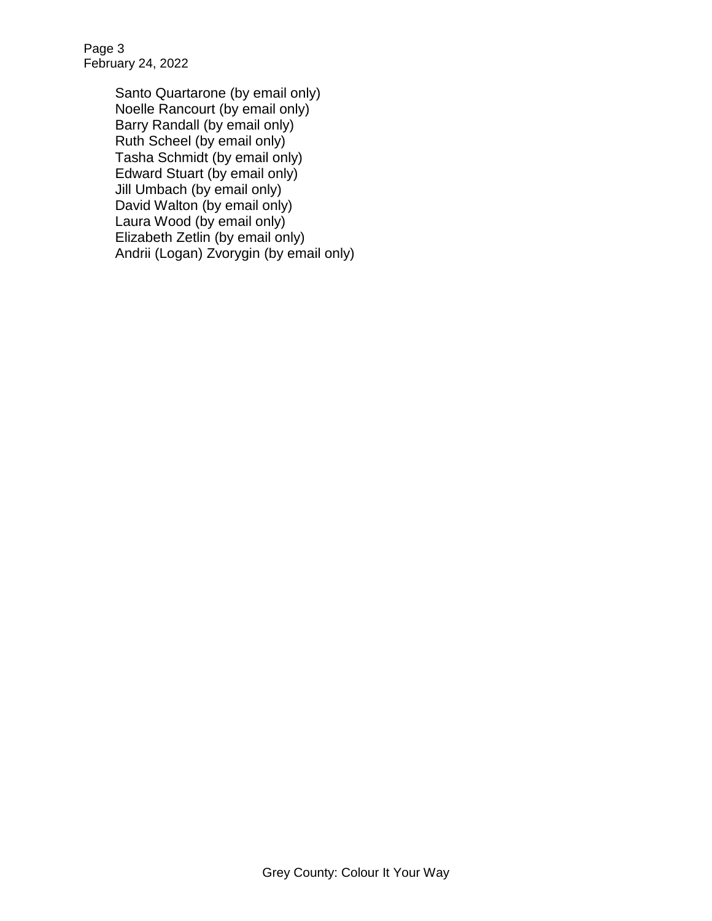Santo Quartarone (by email only)
Noelle Rancourt (by email only)
Barry Randall (by email only)
Ruth Scheel (by email only)
Tasha Schmidt (by email only)
Edward Stuart (by email only)
Jill Umbach (by email only)
David Walton (by email only)
Laura Wood (by email only)
Elizabeth Zetlin (by email only)
Andrii (Logan) Zvorygin (by email only)